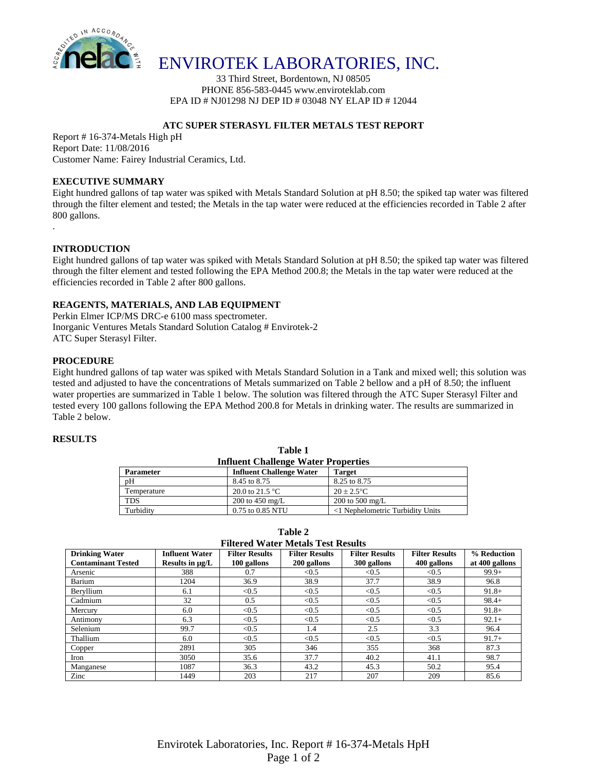# ENVIROTEK LABORATORIES, INC.

33 Third Street, Bordentown, NJ 08505
PHONE 856-583-0445 www.enviroteklab.com
EPA ID # NJ01298 NJ DEP ID # 03048 NY ELAP ID # 12044

## ATC SUPER STERASYL FILTER METALS TEST REPORT

Report # 16-374-Metals High pH
Report Date: 11/08/2016
Customer Name: Fairey Industrial Ceramics, Ltd.

### EXECUTIVE SUMMARY

Eight hundred gallons of tap water was spiked with Metals Standard Solution at pH 8.50; the spiked tap water was filtered through the filter element and tested; the Metals in the tap water were reduced at the efficiencies recorded in Table 2 after 800 gallons.

.

### INTRODUCTION

Eight hundred gallons of tap water was spiked with Metals Standard Solution at pH 8.50; the spiked tap water was filtered through the filter element and tested following the EPA Method 200.8; the Metals in the tap water were reduced at the efficiencies recorded in Table 2 after 800 gallons.

### REAGENTS, MATERIALS, AND LAB EQUIPMENT

Perkin Elmer ICP/MS DRC-e 6100 mass spectrometer.
Inorganic Ventures Metals Standard Solution Catalog # Envirotek-2
ATC Super Sterasyl Filter.

### PROCEDURE

Eight hundred gallons of tap water was spiked with Metals Standard Solution in a Tank and mixed well; this solution was tested and adjusted to have the concentrations of Metals summarized on Table 2 bellow and a pH of 8.50; the influent water properties are summarized in Table 1 below. The solution was filtered through the ATC Super Sterasyl Filter and tested every 100 gallons following the EPA Method 200.8 for Metals in drinking water. The results are summarized in Table 2 below.

### RESULTS

**Table 1**
**Influent Challenge Water Properties**

| Parameter | Influent Challenge Water | Target |
|---|---|---|
| pH | 8.45 to 8.75 | 8.25 to 8.75 |
| Temperature | 20.0 to 21.5 °C | 20 ± 2.5°C |
| TDS | 200 to 450 mg/L | 200 to 500 mg/L |
| Turbidity | 0.75 to 0.85 NTU | <1 Nephelometric Turbidity Units |

**Table 2**
**Filtered Water Metals Test Results**

| Drinking Water Contaminant Tested | Influent Water Results in µg/L | Filter Results 100 gallons | Filter Results 200 gallons | Filter Results 300 gallons | Filter Results 400 gallons | % Reduction at 400 gallons |
|---|---|---|---|---|---|---|
| Arsenic | 388 | 0.7 | <0.5 | <0.5 | <0.5 | 99.9+ |
| Barium | 1204 | 36.9 | 38.9 | 37.7 | 38.9 | 96.8 |
| Beryllium | 6.1 | <0.5 | <0.5 | <0.5 | <0.5 | 91.8+ |
| Cadmium | 32 | 0.5 | <0.5 | <0.5 | <0.5 | 98.4+ |
| Mercury | 6.0 | <0.5 | <0.5 | <0.5 | <0.5 | 91.8+ |
| Antimony | 6.3 | <0.5 | <0.5 | <0.5 | <0.5 | 92.1+ |
| Selenium | 99.7 | <0.5 | 1.4 | 2.5 | 3.3 | 96.4 |
| Thallium | 6.0 | <0.5 | <0.5 | <0.5 | <0.5 | 91.7+ |
| Copper | 2891 | 305 | 346 | 355 | 368 | 87.3 |
| Iron | 3050 | 35.6 | 37.7 | 40.2 | 41.1 | 98.7 |
| Manganese | 1087 | 36.3 | 43.2 | 45.3 | 50.2 | 95.4 |
| Zinc | 1449 | 203 | 217 | 207 | 209 | 85.6 |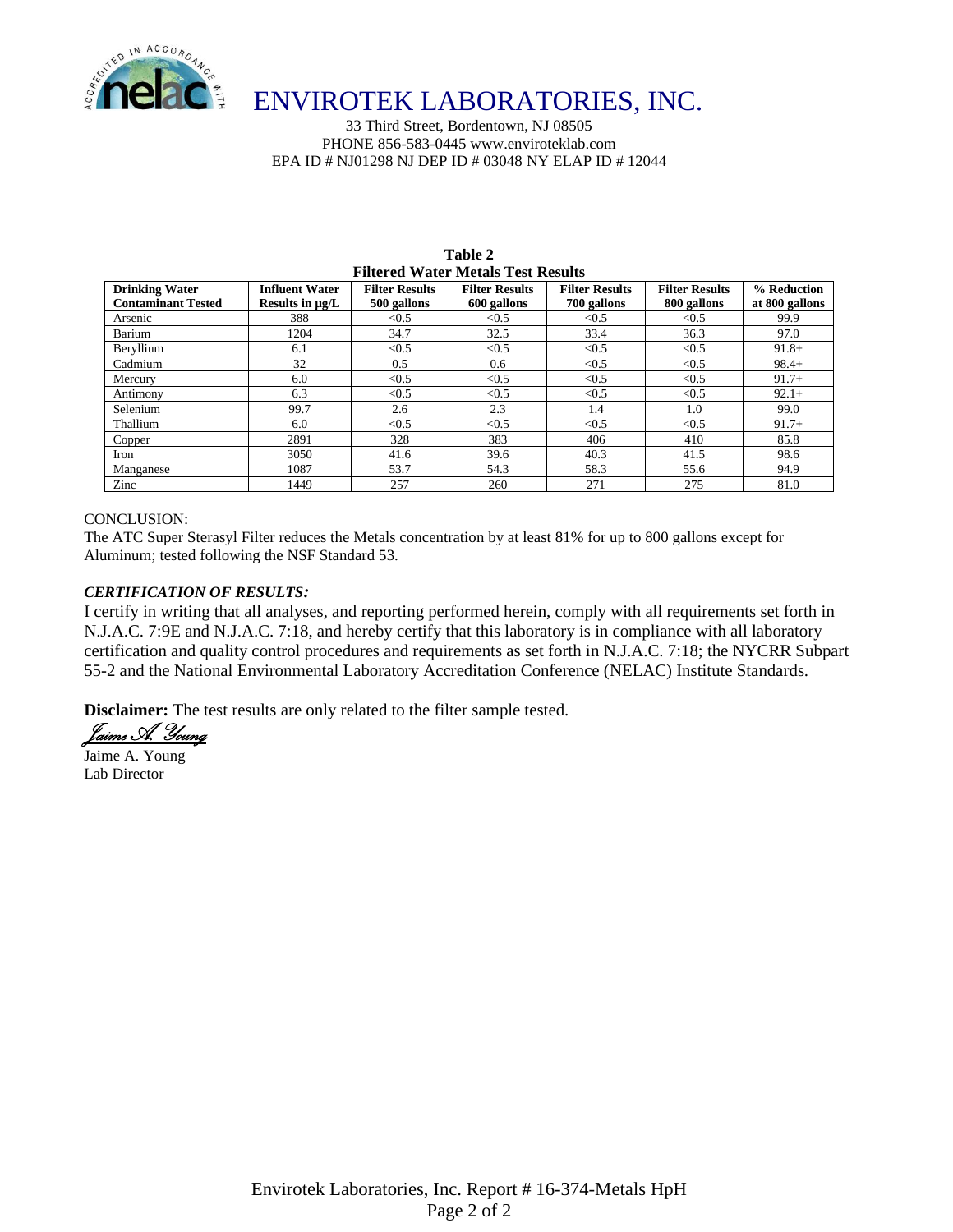# ENVIROTEK LABORATORIES, INC.

33 Third Street, Bordentown, NJ 08505
PHONE 856-583-0445 www.enviroteklab.com
EPA ID # NJ01298 NJ DEP ID # 03048 NY ELAP ID # 12044

**Table 2**
**Filtered Water Metals Test Results**

| Drinking Water Contaminant Tested | Influent Water Results in μg/L | Filter Results 500 gallons | Filter Results 600 gallons | Filter Results 700 gallons | Filter Results 800 gallons | % Reduction at 800 gallons |
|---|---|---|---|---|---|---|
| Arsenic | 388 | <0.5 | <0.5 | <0.5 | <0.5 | 99.9 |
| Barium | 1204 | 34.7 | 32.5 | 33.4 | 36.3 | 97.0 |
| Beryllium | 6.1 | <0.5 | <0.5 | <0.5 | <0.5 | 91.8+ |
| Cadmium | 32 | 0.5 | 0.6 | <0.5 | <0.5 | 98.4+ |
| Mercury | 6.0 | <0.5 | <0.5 | <0.5 | <0.5 | 91.7+ |
| Antimony | 6.3 | <0.5 | <0.5 | <0.5 | <0.5 | 92.1+ |
| Selenium | 99.7 | 2.6 | 2.3 | 1.4 | 1.0 | 99.0 |
| Thallium | 6.0 | <0.5 | <0.5 | <0.5 | <0.5 | 91.7+ |
| Copper | 2891 | 328 | 383 | 406 | 410 | 85.8 |
| Iron | 3050 | 41.6 | 39.6 | 40.3 | 41.5 | 98.6 |
| Manganese | 1087 | 53.7 | 54.3 | 58.3 | 55.6 | 94.9 |
| Zinc | 1449 | 257 | 260 | 271 | 275 | 81.0 |

CONCLUSION:
The ATC Super Sterasyl Filter reduces the Metals concentration by at least 81% for up to 800 gallons except for Aluminum; tested following the NSF Standard 53.

***CERTIFICATION OF RESULTS:***

I certify in writing that all analyses, and reporting performed herein, comply with all requirements set forth in N.J.A.C. 7:9E and N.J.A.C. 7:18, and hereby certify that this laboratory is in compliance with all laboratory certification and quality control procedures and requirements as set forth in N.J.A.C. 7:18; the NYCRR Subpart 55-2 and the National Environmental Laboratory Accreditation Conference (NELAC) Institute Standards.

**Disclaimer:** The test results are only related to the filter sample tested.

*Jaime A. Young*

Jaime A. Young
Lab Director

Envirotek Laboratories, Inc. Report # 16-374-Metals HpH